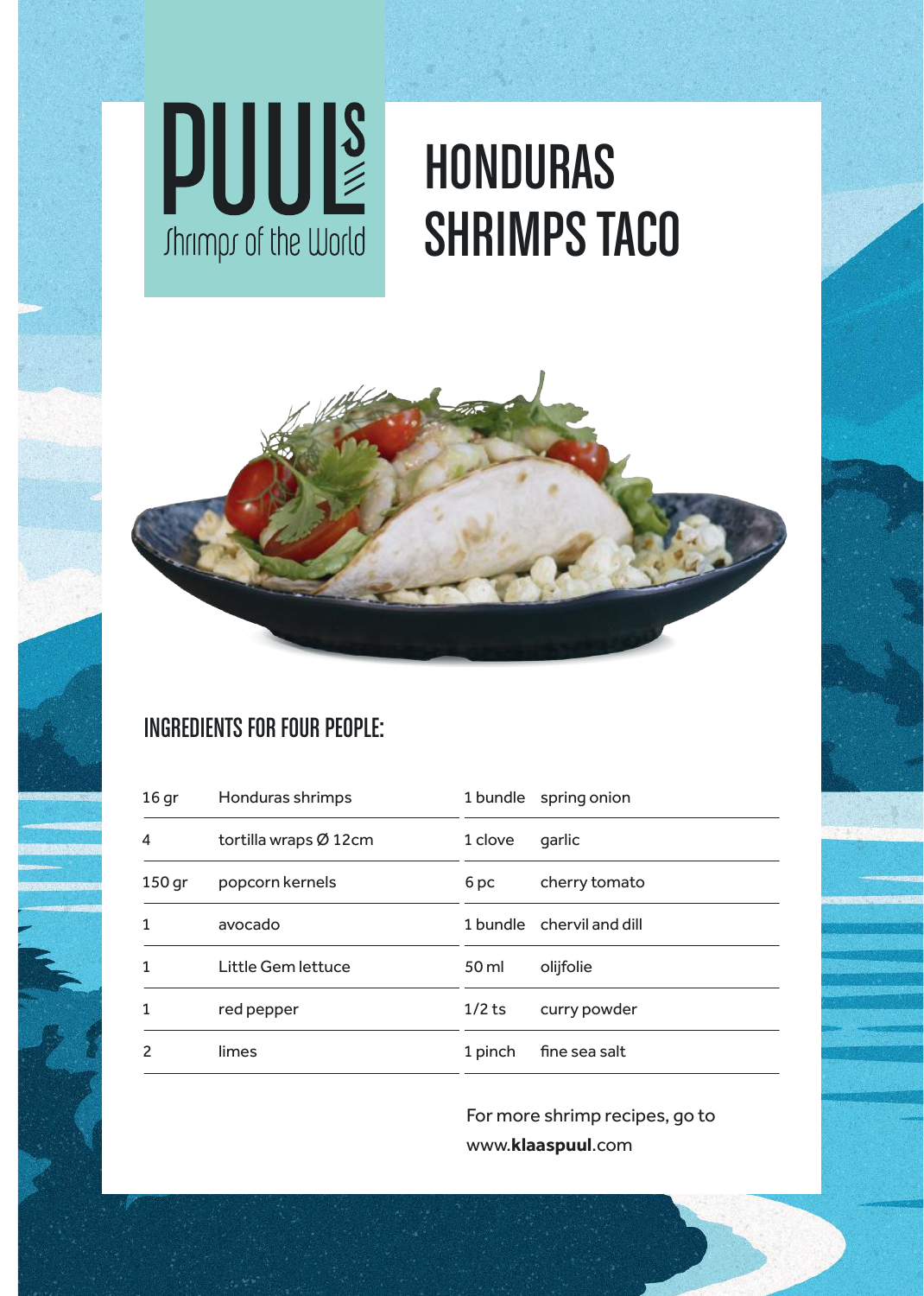PUULS
Shrimps of the World

# HONDURAS SHRIMPS TACO

## INGREDIENTS FOR FOUR PEOPLE:

| | | | |
|---|---|---|---|
| 16 gr | Honduras shrimps | 1 bundle | spring onion |
| 4 | tortilla wraps Ø 12cm | 1 clove | garlic |
| 150 gr | popcorn kernels | 6 pc | cherry tomato |
| 1 | avocado | 1 bundle | chervil and dill |
| 1 | Little Gem lettuce | 50 ml | olijfolie |
| 1 | red pepper | 1/2 ts | curry powder |
| 2 | limes | 1 pinch | fine sea salt |

For more shrimp recipes, go to www.**klaaspuul**.com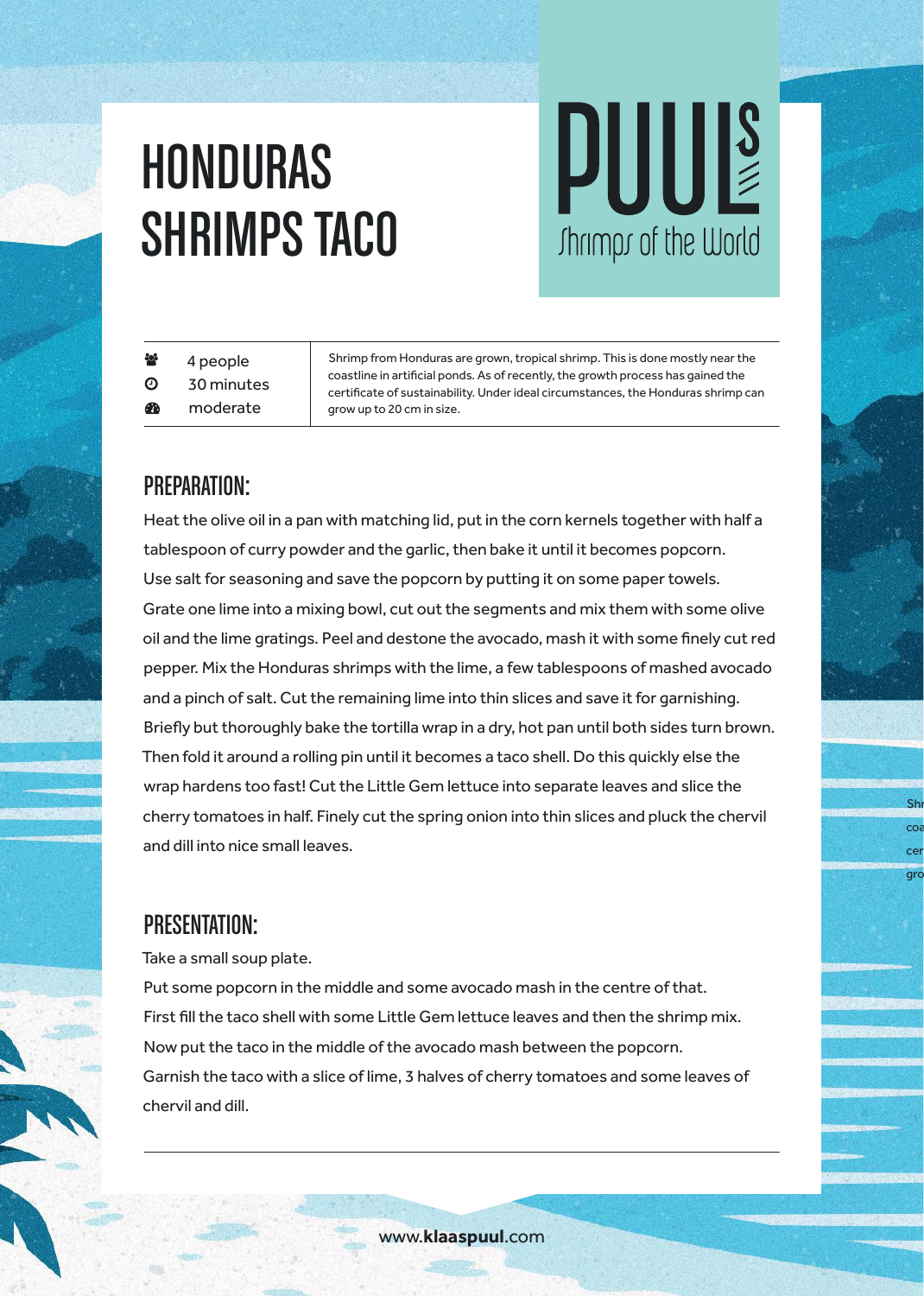# HONDURAS SHRIMPS TACO

PUULS
Shrimps of the World

- 4 people
- 30 minutes
- moderate

Shrimp from Honduras are grown, tropical shrimp. This is done mostly near the coastline in artificial ponds. As of recently, the growth process has gained the certificate of sustainability. Under ideal circumstances, the Honduras shrimp can grow up to 20 cm in size.

## PREPARATION:

Heat the olive oil in a pan with matching lid, put in the corn kernels together with half a tablespoon of curry powder and the garlic, then bake it until it becomes popcorn. Use salt for seasoning and save the popcorn by putting it on some paper towels. Grate one lime into a mixing bowl, cut out the segments and mix them with some olive oil and the lime gratings. Peel and destone the avocado, mash it with some finely cut red pepper. Mix the Honduras shrimps with the lime, a few tablespoons of mashed avocado and a pinch of salt. Cut the remaining lime into thin slices and save it for garnishing. Briefly but thoroughly bake the tortilla wrap in a dry, hot pan until both sides turn brown. Then fold it around a rolling pin until it becomes a taco shell. Do this quickly else the wrap hardens too fast! Cut the Little Gem lettuce into separate leaves and slice the cherry tomatoes in half. Finely cut the spring onion into thin slices and pluck the chervil and dill into nice small leaves.

## PRESENTATION:

Take a small soup plate.
Put some popcorn in the middle and some avocado mash in the centre of that.
First fill the taco shell with some Little Gem lettuce leaves and then the shrimp mix.
Now put the taco in the middle of the avocado mash between the popcorn.
Garnish the taco with a slice of lime, 3 halves of cherry tomatoes and some leaves of chervil and dill.

www.**klaaspuul**.com